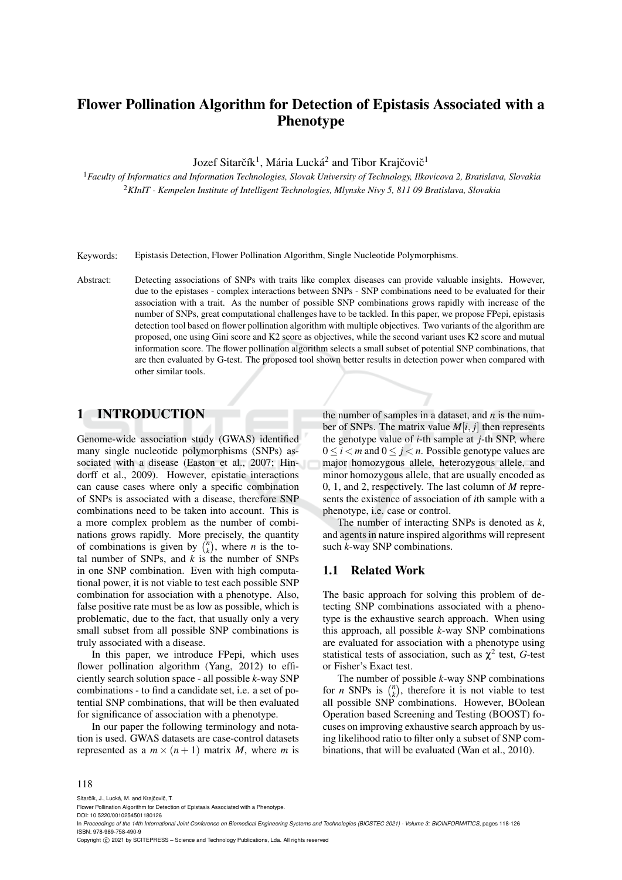# Flower Pollination Algorithm for Detection of Epistasis Associated with a Phenotype

Jozef Sitarčík[1], Mária Lucká[2] and Tibor Krajčovič[1]

[1]*Faculty of Informatics and Information Technologies, Slovak University of Technology, Ilkovicova 2, Bratislava, Slovakia*
[2]*KInIT - Kempelen Institute of Intelligent Technologies, Mlynske Nivy 5, 811 09 Bratislava, Slovakia*

Keywords: Epistasis Detection, Flower Pollination Algorithm, Single Nucleotide Polymorphisms.

Abstract: Detecting associations of SNPs with traits like complex diseases can provide valuable insights. However, due to the epistases - complex interactions between SNPs - SNP combinations need to be evaluated for their association with a trait. As the number of possible SNP combinations grows rapidly with increase of the number of SNPs, great computational challenges have to be tackled. In this paper, we propose FPepi, epistasis detection tool based on flower pollination algorithm with multiple objectives. Two variants of the algorithm are proposed, one using Gini score and K2 score as objectives, while the second variant uses K2 score and mutual information score. The flower pollination algorithm selects a small subset of potential SNP combinations, that are then evaluated by G-test. The proposed tool shown better results in detection power when compared with other similar tools.

## 1 INTRODUCTION

Genome-wide association study (GWAS) identified many single nucleotide polymorphisms (SNPs) associated with a disease (Easton et al., 2007; Hindorff et al., 2009). However, epistatic interactions can cause cases where only a specific combination of SNPs is associated with a disease, therefore SNP combinations need to be taken into account. This is a more complex problem as the number of combinations grows rapidly. More precisely, the quantity of combinations is given by $\binom{n}{k}$, where $n$ is the total number of SNPs, and $k$ is the number of SNPs in one SNP combination. Even with high computational power, it is not viable to test each possible SNP combination for association with a phenotype. Also, false positive rate must be as low as possible, which is problematic, due to the fact, that usually only a very small subset from all possible SNP combinations is truly associated with a disease.

In this paper, we introduce FPepi, which uses flower pollination algorithm (Yang, 2012) to efficiently search solution space - all possible $k$-way SNP combinations - to find a candidate set, i.e. a set of potential SNP combinations, that will be then evaluated for significance of association with a phenotype.

In our paper the following terminology and notation is used. GWAS datasets are case-control datasets represented as a $m \times (n+1)$ matrix $M$, where $m$ is the number of samples in a dataset, and $n$ is the number of SNPs. The matrix value $M[i, j]$ then represents the genotype value of $i$-th sample at $j$-th SNP, where $0 \leq i < m$ and $0 \leq j < n$. Possible genotype values are major homozygous allele, heterozygous allele, and minor homozygous allele, that are usually encoded as 0, 1, and 2, respectively. The last column of $M$ represents the existence of association of $i$th sample with a phenotype, i.e. case or control.

The number of interacting SNPs is denoted as $k$, and agents in nature inspired algorithms will represent such $k$-way SNP combinations.

### 1.1 Related Work

The basic approach for solving this problem of detecting SNP combinations associated with a phenotype is the exhaustive search approach. When using this approach, all possible $k$-way SNP combinations are evaluated for association with a phenotype using statistical tests of association, such as $\chi^2$ test, $G$-test or Fisher's Exact test.

The number of possible $k$-way SNP combinations for $n$ SNPs is $\binom{n}{k}$, therefore it is not viable to test all possible SNP combinations. However, BOolean Operation based Screening and Testing (BOOST) focuses on improving exhaustive search approach by using likelihood ratio to filter only a subset of SNP combinations, that will be evaluated (Wan et al., 2010).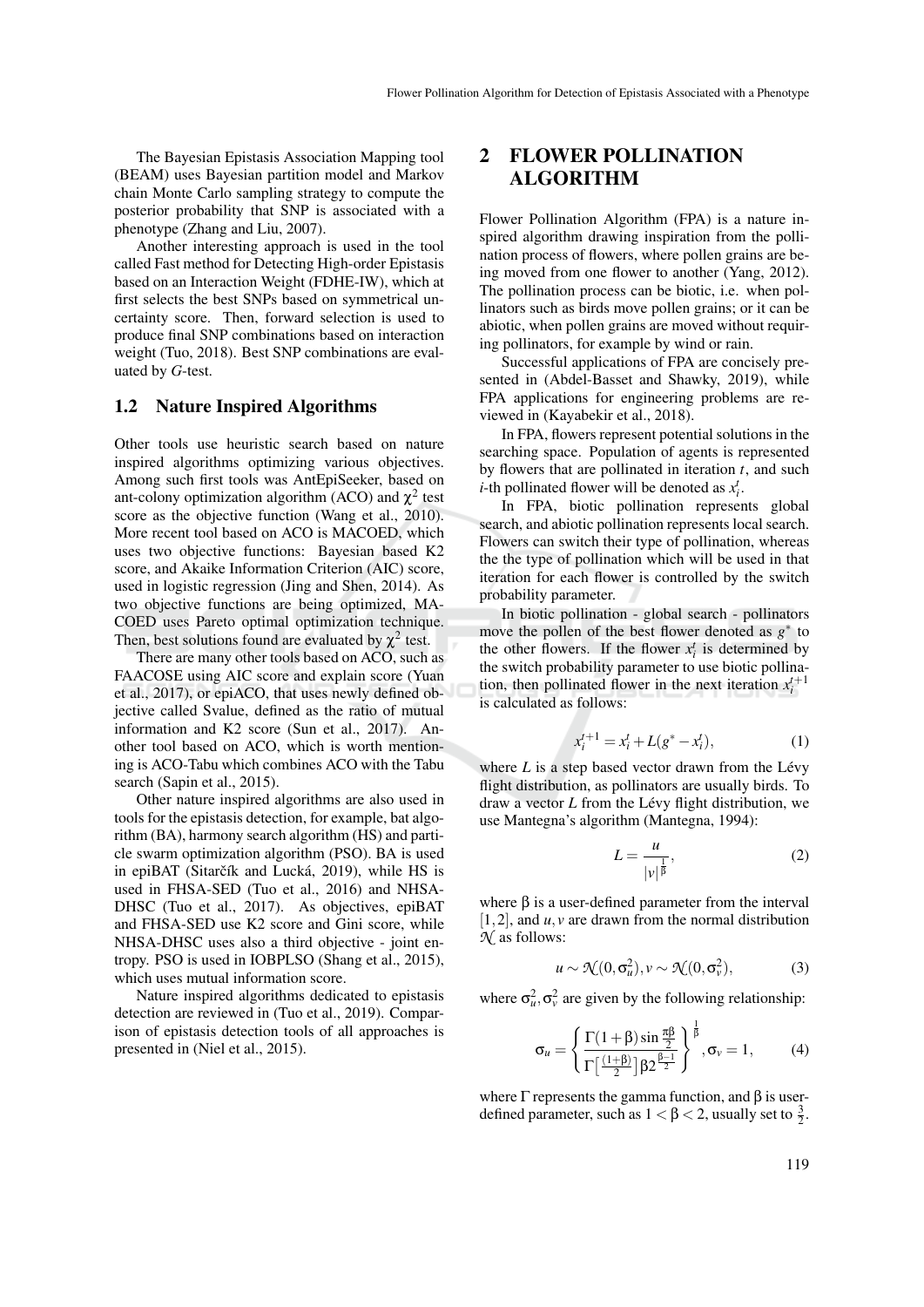The Bayesian Epistasis Association Mapping tool (BEAM) uses Bayesian partition model and Markov chain Monte Carlo sampling strategy to compute the posterior probability that SNP is associated with a phenotype (Zhang and Liu, 2007).

Another interesting approach is used in the tool called Fast method for Detecting High-order Epistasis based on an Interaction Weight (FDHE-IW), which at first selects the best SNPs based on symmetrical uncertainty score. Then, forward selection is used to produce final SNP combinations based on interaction weight (Tuo, 2018). Best SNP combinations are evaluated by *G*-test.

### 1.2 Nature Inspired Algorithms

Other tools use heuristic search based on nature inspired algorithms optimizing various objectives. Among such first tools was AntEpiSeeker, based on ant-colony optimization algorithm (ACO) and $\chi^2$ test score as the objective function (Wang et al., 2010). More recent tool based on ACO is MACOED, which uses two objective functions: Bayesian based K2 score, and Akaike Information Criterion (AIC) score, used in logistic regression (Jing and Shen, 2014). As two objective functions are being optimized, MACOED uses Pareto optimal optimization technique. Then, best solutions found are evaluated by $\chi^2$ test.

There are many other tools based on ACO, such as FAACOSE using AIC score and explain score (Yuan et al., 2017), or epiACO, that uses newly defined objective called Svalue, defined as the ratio of mutual information and K2 score (Sun et al., 2017). Another tool based on ACO, which is worth mentioning is ACO-Tabu which combines ACO with the Tabu search (Sapin et al., 2015).

Other nature inspired algorithms are also used in tools for the epistasis detection, for example, bat algorithm (BA), harmony search algorithm (HS) and particle swarm optimization algorithm (PSO). BA is used in epiBAT (Sitarčík and Lucká, 2019), while HS is used in FHSA-SED (Tuo et al., 2016) and NHSA-DHSC (Tuo et al., 2017). As objectives, epiBAT and FHSA-SED use K2 score and Gini score, while NHSA-DHSC uses also a third objective - joint entropy. PSO is used in IOBPLSO (Shang et al., 2015), which uses mutual information score.

Nature inspired algorithms dedicated to epistasis detection are reviewed in (Tuo et al., 2019). Comparison of epistasis detection tools of all approaches is presented in (Niel et al., 2015).

## 2 FLOWER POLLINATION ALGORITHM

Flower Pollination Algorithm (FPA) is a nature inspired algorithm drawing inspiration from the pollination process of flowers, where pollen grains are being moved from one flower to another (Yang, 2012). The pollination process can be biotic, i.e. when pollinators such as birds move pollen grains; or it can be abiotic, when pollen grains are moved without requiring pollinators, for example by wind or rain.

Successful applications of FPA are concisely presented in (Abdel-Basset and Shawky, 2019), while FPA applications for engineering problems are reviewed in (Kayabekir et al., 2018).

In FPA, flowers represent potential solutions in the searching space. Population of agents is represented by flowers that are pollinated in iteration $t$, and such $i$-th pollinated flower will be denoted as $x_i^t$.

In FPA, biotic pollination represents global search, and abiotic pollination represents local search. Flowers can switch their type of pollination, whereas the the type of pollination which will be used in that iteration for each flower is controlled by the switch probability parameter.

In biotic pollination - global search - pollinators move the pollen of the best flower denoted as $g^*$ to the other flowers. If the flower $x_i^t$ is determined by the switch probability parameter to use biotic pollination, then pollinated flower in the next iteration $x_i^{t+1}$ is calculated as follows:

$$x_i^{t+1} = x_i^t + L(g^* - x_i^t), \tag{1}$$

where $L$ is a step based vector drawn from the Lévy flight distribution, as pollinators are usually birds. To draw a vector $L$ from the Lévy flight distribution, we use Mantegna's algorithm (Mantegna, 1994):

$$L = \frac{u}{|v|^{\frac{1}{\beta}}}, \tag{2}$$

where $\beta$ is a user-defined parameter from the interval $[1,2]$, and $u, v$ are drawn from the normal distribution $\mathcal{N}$ as follows:

$$u \sim \mathcal{N}(0, \sigma_u^2), v \sim \mathcal{N}(0, \sigma_v^2), \tag{3}$$

where $\sigma_u^2, \sigma_v^2$ are given by the following relationship:

$$\sigma_u = \left\{ \frac{\Gamma(1+\beta)\sin\frac{\pi\beta}{2}}{\Gamma\left[\frac{(1+\beta)}{2}\right]\beta 2^{\frac{\beta-1}{2}}} \right\}^{\frac{1}{\beta}}, \sigma_v = 1, \tag{4}$$

where $\Gamma$ represents the gamma function, and $\beta$ is user-defined parameter, such as $1 < \beta < 2$, usually set to $\frac{3}{2}$.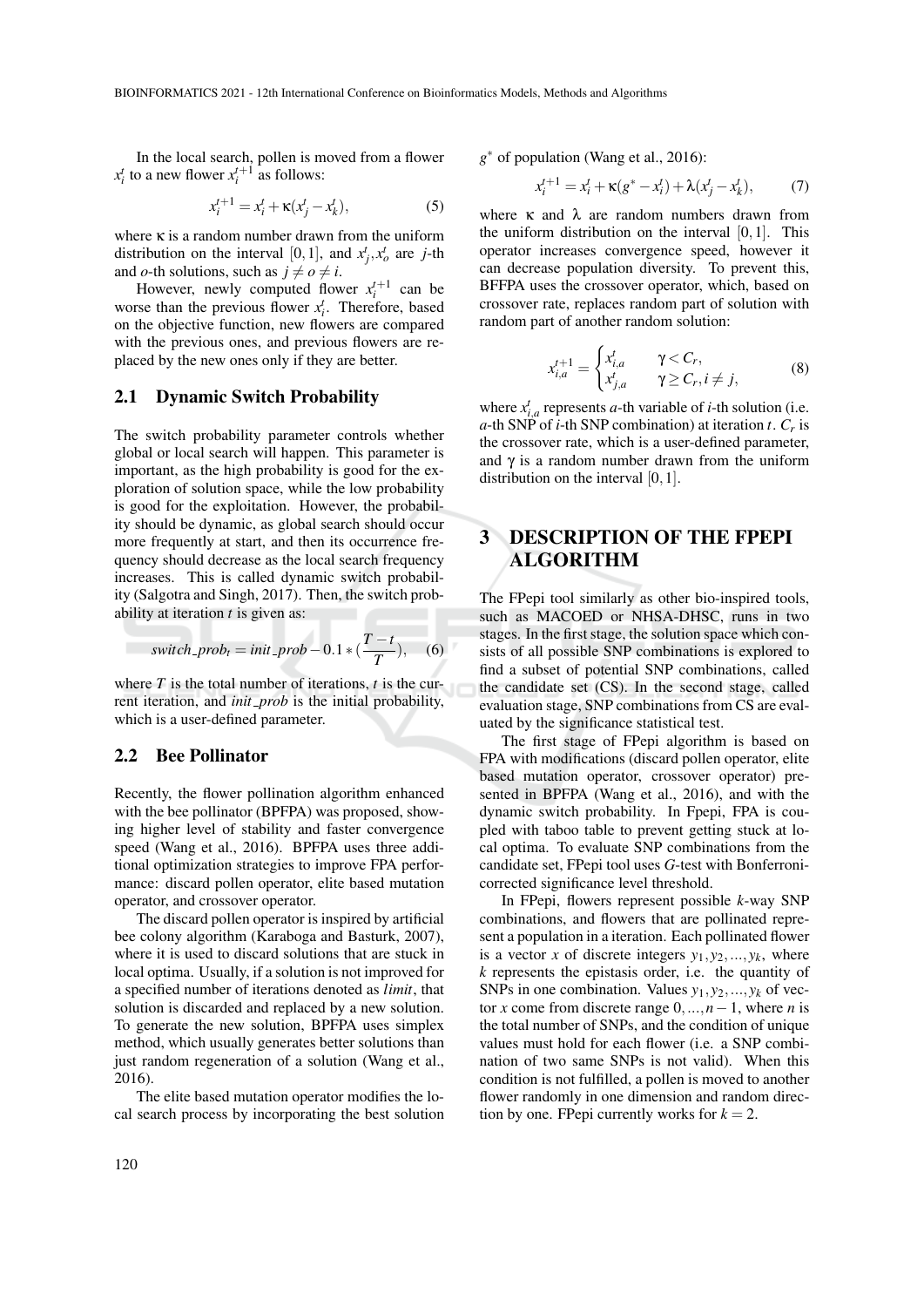In the local search, pollen is moved from a flower $x_i^t$ to a new flower $x_i^{t+1}$ as follows:

$$x_i^{t+1} = x_i^t + \kappa(x_j^t - x_k^t), \tag{5}$$

where $\kappa$ is a random number drawn from the uniform distribution on the interval $[0,1]$, and $x_j^t, x_o^t$ are $j$-th and $o$-th solutions, such as $j \neq o \neq i$.

However, newly computed flower $x_i^{t+1}$ can be worse than the previous flower $x_i^t$. Therefore, based on the objective function, new flowers are compared with the previous ones, and previous flowers are replaced by the new ones only if they are better.

## 2.1 Dynamic Switch Probability

The switch probability parameter controls whether global or local search will happen. This parameter is important, as the high probability is good for the exploration of solution space, while the low probability is good for the exploitation. However, the probability should be dynamic, as global search should occur more frequently at start, and then its occurrence frequency should decrease as the local search frequency increases. This is called dynamic switch probability (Salgotra and Singh, 2017). Then, the switch probability at iteration $t$ is given as:

$$switch\_prob_t = init\_prob - 0.1 * (\frac{T-t}{T}), \tag{6}$$

where $T$ is the total number of iterations, $t$ is the current iteration, and *init_prob* is the initial probability, which is a user-defined parameter.

## 2.2 Bee Pollinator

Recently, the flower pollination algorithm enhanced with the bee pollinator (BPFPA) was proposed, showing higher level of stability and faster convergence speed (Wang et al., 2016). BPFPA uses three additional optimization strategies to improve FPA performance: discard pollen operator, elite based mutation operator, and crossover operator.

The discard pollen operator is inspired by artificial bee colony algorithm (Karaboga and Basturk, 2007), where it is used to discard solutions that are stuck in local optima. Usually, if a solution is not improved for a specified number of iterations denoted as *limit*, that solution is discarded and replaced by a new solution. To generate the new solution, BPFPA uses simplex method, which usually generates better solutions than just random regeneration of a solution (Wang et al., 2016).

The elite based mutation operator modifies the local search process by incorporating the best solution $g^*$ of population (Wang et al., 2016):

$$x_i^{t+1} = x_i^t + \kappa(g^* - x_i^t) + \lambda(x_j^t - x_k^t), \tag{7}$$

where $\kappa$ and $\lambda$ are random numbers drawn from the uniform distribution on the interval $[0,1]$. This operator increases convergence speed, however it can decrease population diversity. To prevent this, BFFPA uses the crossover operator, which, based on crossover rate, replaces random part of solution with random part of another random solution:

$$x_{i,a}^{t+1} = \begin{cases} x_{i,a}^t & \gamma < C_r, \\ x_{j,a}^t & \gamma \geq C_r, i \neq j, \end{cases} \tag{8}$$

where $x_{i,a}^t$ represents $a$-th variable of $i$-th solution (i.e. $a$-th SNP of $i$-th SNP combination) at iteration $t$. $C_r$ is the crossover rate, which is a user-defined parameter, and $\gamma$ is a random number drawn from the uniform distribution on the interval $[0,1]$.

# 3 DESCRIPTION OF THE FPEPI ALGORITHM

The FPepi tool similarly as other bio-inspired tools, such as MACOED or NHSA-DHSC, runs in two stages. In the first stage, the solution space which consists of all possible SNP combinations is explored to find a subset of potential SNP combinations, called the candidate set (CS). In the second stage, called evaluation stage, SNP combinations from CS are evaluated by the significance statistical test.

The first stage of FPepi algorithm is based on FPA with modifications (discard pollen operator, elite based mutation operator, crossover operator) presented in BPFPA (Wang et al., 2016), and with the dynamic switch probability. In Fpepi, FPA is coupled with taboo table to prevent getting stuck at local optima. To evaluate SNP combinations from the candidate set, FPepi tool uses $G$-test with Bonferroni-corrected significance level threshold.

In FPepi, flowers represent possible $k$-way SNP combinations, and flowers that are pollinated represent a population in a iteration. Each pollinated flower is a vector $x$ of discrete integers $y_1, y_2, ..., y_k$, where $k$ represents the epistasis order, i.e. the quantity of SNPs in one combination. Values $y_1, y_2, ..., y_k$ of vector $x$ come from discrete range $0, ..., n-1$, where $n$ is the total number of SNPs, and the condition of unique values must hold for each flower (i.e. a SNP combination of two same SNPs is not valid). When this condition is not fulfilled, a pollen is moved to another flower randomly in one dimension and random direction by one. FPepi currently works for $k = 2$.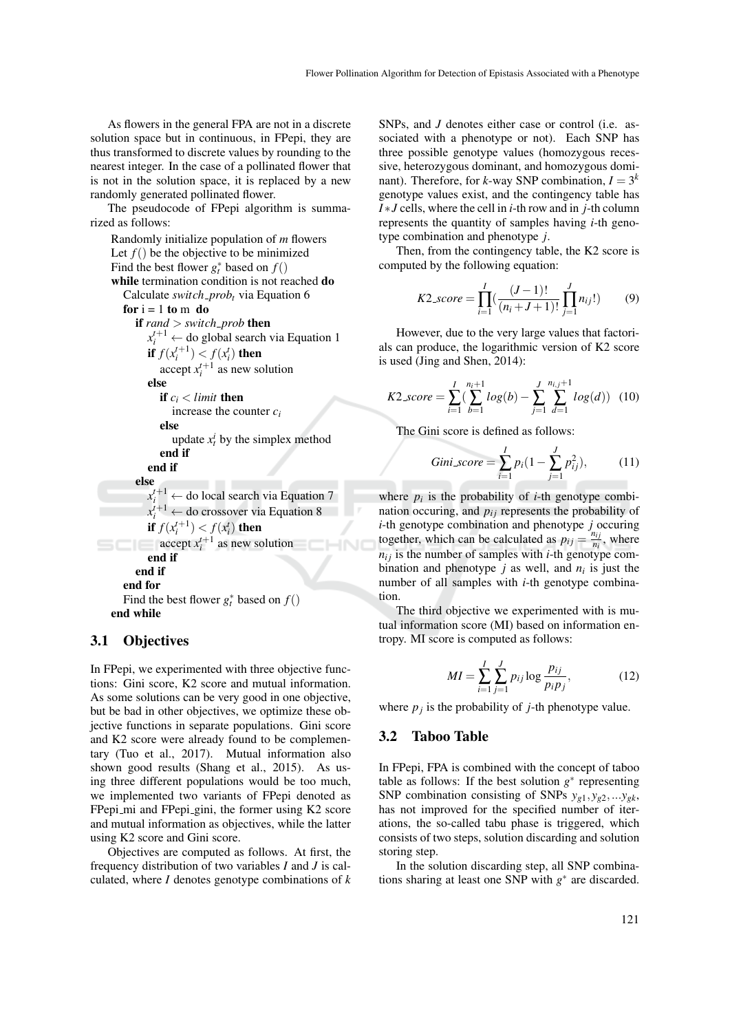As flowers in the general FPA are not in a discrete solution space but in continuous, in FPepi, they are thus transformed to discrete values by rounding to the nearest integer. In the case of a pollinated flower that is not in the solution space, it is replaced by a new randomly generated pollinated flower.

The pseudocode of FPepi algorithm is summarized as follows:

```
Randomly initialize population of m flowers
Let f() be the objective to be minimized
Find the best flower g*_t based on f()
while termination condition is not reached do
  Calculate switch_prob_t via Equation 6
  for i = 1 to m do
    if rand > switch_prob then
      x_i^{t+1} ← do global search via Equation 1
      if f(x_i^{t+1}) < f(x_i^t) then
        accept x_i^{t+1} as new solution
      else
        if c_i < limit then
          increase the counter c_i
        else
          update x_t^i by the simplex method
        end if
      end if
    else
      x_i^{t+1} ← do local search via Equation 7
      x_i^{t+1} ← do crossover via Equation 8
      if f(x_i^{t+1}) < f(x_i^t) then
        accept x_i^{t+1} as new solution
      end if
    end if
  end for
  Find the best flower g*_t based on f()
end while
```

## 3.1 Objectives

In FPepi, we experimented with three objective functions: Gini score, K2 score and mutual information. As some solutions can be very good in one objective, but be bad in other objectives, we optimize these objective functions in separate populations. Gini score and K2 score were already found to be complementary (Tuo et al., 2017). Mutual information also shown good results (Shang et al., 2015). As using three different populations would be too much, we implemented two variants of FPepi denoted as FPepi_mi and FPepi_gini, the former using K2 score and mutual information as objectives, while the latter using K2 score and Gini score.

Objectives are computed as follows. At first, the frequency distribution of two variables $I$ and $J$ is calculated, where $I$ denotes genotype combinations of $k$ SNPs, and $J$ denotes either case or control (i.e. associated with a phenotype or not). Each SNP has three possible genotype values (homozygous recessive, heterozygous dominant, and homozygous dominant). Therefore, for $k$-way SNP combination, $I = 3^k$ genotype values exist, and the contingency table has $I * J$ cells, where the cell in $i$-th row and in $j$-th column represents the quantity of samples having $i$-th genotype combination and phenotype $j$.

Then, from the contingency table, the K2 score is computed by the following equation:

$$K2\_score = \prod_{i=1}^{I} \left( \frac{(J-1)!}{(n_i + J + 1)!} \prod_{j=1}^{J} n_{ij}! \right) \tag{9}$$

However, due to the very large values that factorials can produce, the logarithmic version of K2 score is used (Jing and Shen, 2014):

$$K2\_score = \sum_{i=1}^{I} \left( \sum_{b=1}^{n_i+1} log(b) - \sum_{j=1}^{J} \sum_{d=1}^{n_{ij}+1} log(d) \right) \tag{10}$$

The Gini score is defined as follows:

$$Gini\_score = \sum_{i=1}^{I} p_i \left(1 - \sum_{j=1}^{J} p_{ij}^2\right), \tag{11}$$

where $p_i$ is the probability of $i$-th genotype combination occuring, and $p_{ij}$ represents the probability of $i$-th genotype combination and phenotype $j$ occuring together, which can be calculated as $p_{ij} = \frac{n_{ij}}{n_i}$, where $n_{ij}$ is the number of samples with $i$-th genotype combination and phenotype $j$ as well, and $n_i$ is just the number of all samples with $i$-th genotype combination.

The third objective we experimented with is mutual information score (MI) based on information entropy. MI score is computed as follows:

$$MI = \sum_{i=1}^{I} \sum_{j=1}^{J} p_{ij} \log \frac{p_{ij}}{p_i p_j}, \tag{12}$$

where $p_j$ is the probability of $j$-th phenotype value.

## 3.2 Taboo Table

In FPepi, FPA is combined with the concept of taboo table as follows: If the best solution $g^*$ representing SNP combination consisting of SNPs $y_{g1}, y_{g2}, ... y_{gk}$, has not improved for the specified number of iterations, the so-called tabu phase is triggered, which consists of two steps, solution discarding and solution storing step.

In the solution discarding step, all SNP combinations sharing at least one SNP with $g^*$ are discarded.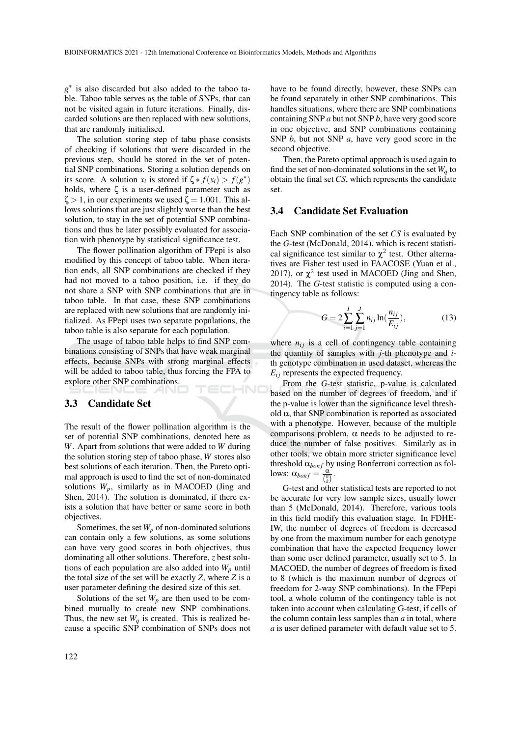$g^*$ is also discarded but also added to the taboo table. Taboo table serves as the table of SNPs, that can not be visited again in future iterations. Finally, discarded solutions are then replaced with new solutions, that are randomly initialised.

The solution storing step of tabu phase consists of checking if solutions that were discarded in the previous step, should be stored in the set of potential SNP combinations. Storing a solution depends on its score. A solution $x_i$ is stored if $\zeta * f(x_i) > f(g^*)$ holds, where $\zeta$ is a user-defined parameter such as $\zeta > 1$, in our experiments we used $\zeta = 1.001$. This allows solutions that are just slightly worse than the best solution, to stay in the set of potential SNP combinations and thus be later possibly evaluated for association with phenotype by statistical significance test.

The flower pollination algorithm of FPepi is also modified by this concept of taboo table. When iteration ends, all SNP combinations are checked if they had not moved to a taboo position, i.e. if they do not share a SNP with SNP combinations that are in taboo table. In that case, these SNP combinations are replaced with new solutions that are randomly initialized. As FPepi uses two separate populations, the taboo table is also separate for each population.

The usage of taboo table helps to find SNP combinations consisting of SNPs that have weak marginal effects, because SNPs with strong marginal effects will be added to taboo table, thus forcing the FPA to explore other SNP combinations.

### 3.3 Candidate Set

The result of the flower pollination algorithm is the set of potential SNP combinations, denoted here as $W$. Apart from solutions that were added to $W$ during the solution storing step of taboo phase, $W$ stores also best solutions of each iteration. Then, the Pareto optimal approach is used to find the set of non-dominated solutions $W_p$, similarly as in MACOED (Jing and Shen, 2014). The solution is dominated, if there exists a solution that have better or same score in both objectives.

Sometimes, the set $W_p$ of non-dominated solutions can contain only a few solutions, as some solutions can have very good scores in both objectives, thus dominating all other solutions. Therefore, $z$ best solutions of each population are also added into $W_p$ until the total size of the set will be exactly $Z$, where $Z$ is a user parameter defining the desired size of this set.

Solutions of the set $W_p$ are then used to be combined mutually to create new SNP combinations. Thus, the new set $W_q$ is created. This is realized because a specific SNP combination of SNPs does not have to be found directly, however, these SNPs can be found separately in other SNP combinations. This handles situations, where there are SNP combinations containing SNP $a$ but not SNP $b$, have very good score in one objective, and SNP combinations containing SNP $b$, but not SNP $a$, have very good score in the second objective.

Then, the Pareto optimal approach is used again to find the set of non-dominated solutions in the set $W_q$ to obtain the final set $CS$, which represents the candidate set.

### 3.4 Candidate Set Evaluation

Each SNP combination of the set $CS$ is evaluated by the $G$-test (McDonald, 2014), which is recent statistical significance test similar to $\chi^2$ test. Other alternatives are Fisher test used in FAACOSE (Yuan et al., 2017), or $\chi^2$ test used in MACOED (Jing and Shen, 2014). The $G$-test statistic is computed using a contingency table as follows:

$$G = 2\sum_{i=1}^{I}\sum_{j=1}^{J} n_{ij} \ln(\frac{n_{ij}}{E_{ij}}), \tag{13}$$

where $n_{ij}$ is a cell of contingency table containing the quantity of samples with $j$-th phenotype and $i$-th genotype combination in used dataset, whereas the $E_{ij}$ represents the expected frequency.

From the $G$-test statistic, p-value is calculated based on the number of degrees of freedom, and if the p-value is lower than the significance level threshold $\alpha$, that SNP combination is reported as associated with a phenotype. However, because of the multiple comparisons problem, $\alpha$ needs to be adjusted to reduce the number of false positives. Similarly as in other tools, we obtain more stricter significance level threshold $\alpha_{bonf}$ by using Bonferroni correction as follows: $\alpha_{bonf} = \frac{\alpha}{\binom{n}{k}}$.

G-test and other statistical tests are reported to not be accurate for very low sample sizes, usually lower than 5 (McDonald, 2014). Therefore, various tools in this field modify this evaluation stage. In FDHE-IW, the number of degrees of freedom is decreased by one from the maximum number for each genotype combination that have the expected frequency lower than some user defined parameter, usually set to 5. In MACOED, the number of degrees of freedom is fixed to 8 (which is the maximum number of degrees of freedom for 2-way SNP combinations). In the FPepi tool, a whole column of the contingency table is not taken into account when calculating G-test, if cells of the column contain less samples than $a$ in total, where $a$ is user defined parameter with default value set to 5.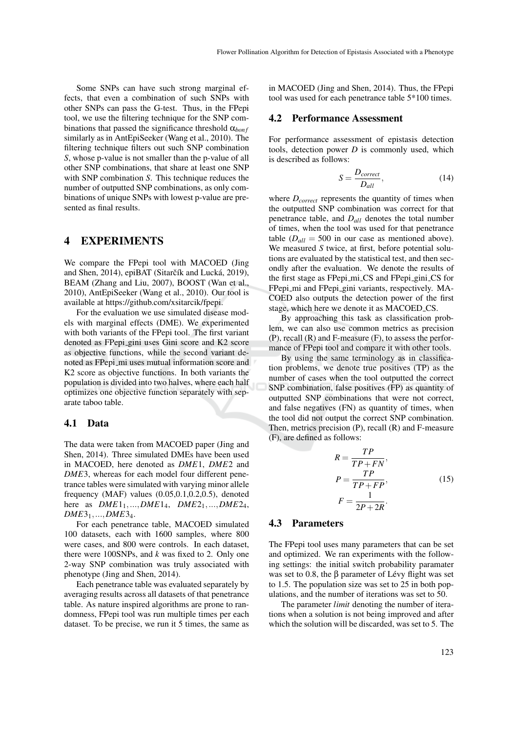Some SNPs can have such strong marginal effects, that even a combination of such SNPs with other SNPs can pass the G-test. Thus, in the FPepi tool, we use the filtering technique for the SNP combinations that passed the significance threshold $\alpha_{bonf}$ similarly as in AntEpiSeeker (Wang et al., 2010). The filtering technique filters out such SNP combination $S$, whose p-value is not smaller than the p-value of all other SNP combinations, that share at least one SNP with SNP combination $S$. This technique reduces the number of outputted SNP combinations, as only combinations of unique SNPs with lowest p-value are presented as final results.

# 4 EXPERIMENTS

We compare the FPepi tool with MACOED (Jing and Shen, 2014), epiBAT (Sitarčík and Lucká, 2019), BEAM (Zhang and Liu, 2007), BOOST (Wan et al., 2010), AntEpiSeeker (Wang et al., 2010). Our tool is available at https://github.com/xsitarcik/fpepi.

For the evaluation we use simulated disease models with marginal effects (DME). We experimented with both variants of the FPepi tool. The first variant denoted as FPepi_gini uses Gini score and K2 score as objective functions, while the second variant denoted as FPepi_mi uses mutual information score and K2 score as objective functions. In both variants the population is divided into two halves, where each half optimizes one objective function separately with separate taboo table.

## 4.1 Data

The data were taken from MACOED paper (Jing and Shen, 2014). Three simulated DMEs have been used in MACOED, here denoted as $DME1$, $DME2$ and $DME3$, whereas for each model four different penetrance tables were simulated with varying minor allele frequency (MAF) values (0.05,0.1,0.2,0.5), denoted here as $DME1_1,...,DME1_4$, $DME2_1,...,DME2_4$, $DME3_1,...,DME3_4$.

For each penetrance table, MACOED simulated 100 datasets, each with 1600 samples, where 800 were cases, and 800 were controls. In each dataset, there were 100SNPs, and $k$ was fixed to 2. Only one 2-way SNP combination was truly associated with phenotype (Jing and Shen, 2014).

Each penetrance table was evaluated separately by averaging results across all datasets of that penetrance table. As nature inspired algorithms are prone to randomness, FPepi tool was run multiple times per each dataset. To be precise, we run it 5 times, the same as in MACOED (Jing and Shen, 2014). Thus, the FPepi tool was used for each penetrance table 5*100 times.

## 4.2 Performance Assessment

For performance assessment of epistasis detection tools, detection power $D$ is commonly used, which is described as follows:

$$S = \frac{D_{correct}}{D_{all}}, \tag{14}$$

where $D_{correct}$ represents the quantity of times when the outputted SNP combination was correct for that penetrance table, and $D_{all}$ denotes the total number of times, when the tool was used for that penetrance table ($D_{all} = 500$ in our case as mentioned above). We measured $S$ twice, at first, before potential solutions are evaluated by the statistical test, and then secondly after the evaluation. We denote the results of the first stage as FPepi_mi_CS and FPepi_gini_CS for FPepi_mi and FPepi_gini variants, respectively. MACOED also outputs the detection power of the first stage, which here we denote it as MACOED_CS.

By approaching this task as classification problem, we can also use common metrics as precision (P), recall (R) and F-measure (F), to assess the performance of FPepi tool and compare it with other tools.

By using the same terminology as in classification problems, we denote true positives (TP) as the number of cases when the tool outputted the correct SNP combination, false positives (FP) as quantity of outputted SNP combinations that were not correct, and false negatives (FN) as quantity of times, when the tool did not output the correct SNP combination. Then, metrics precision (P), recall (R) and F-measure (F), are defined as follows:

$$\begin{aligned} R &= \frac{TP}{TP+FN}, \\ P &= \frac{TP}{TP+FP}, \\ F &= \frac{1}{2P+2R}. \end{aligned} \tag{15}$$

## 4.3 Parameters

The FPepi tool uses many parameters that can be set and optimized. We ran experiments with the following settings: the initial switch probability paramater was set to 0.8, the β parameter of Lévy flight was set to 1.5. The population size was set to 25 in both populations, and the number of iterations was set to 50.

The parameter *limit* denoting the number of iterations when a solution is not being improved and after which the solution will be discarded, was set to 5. The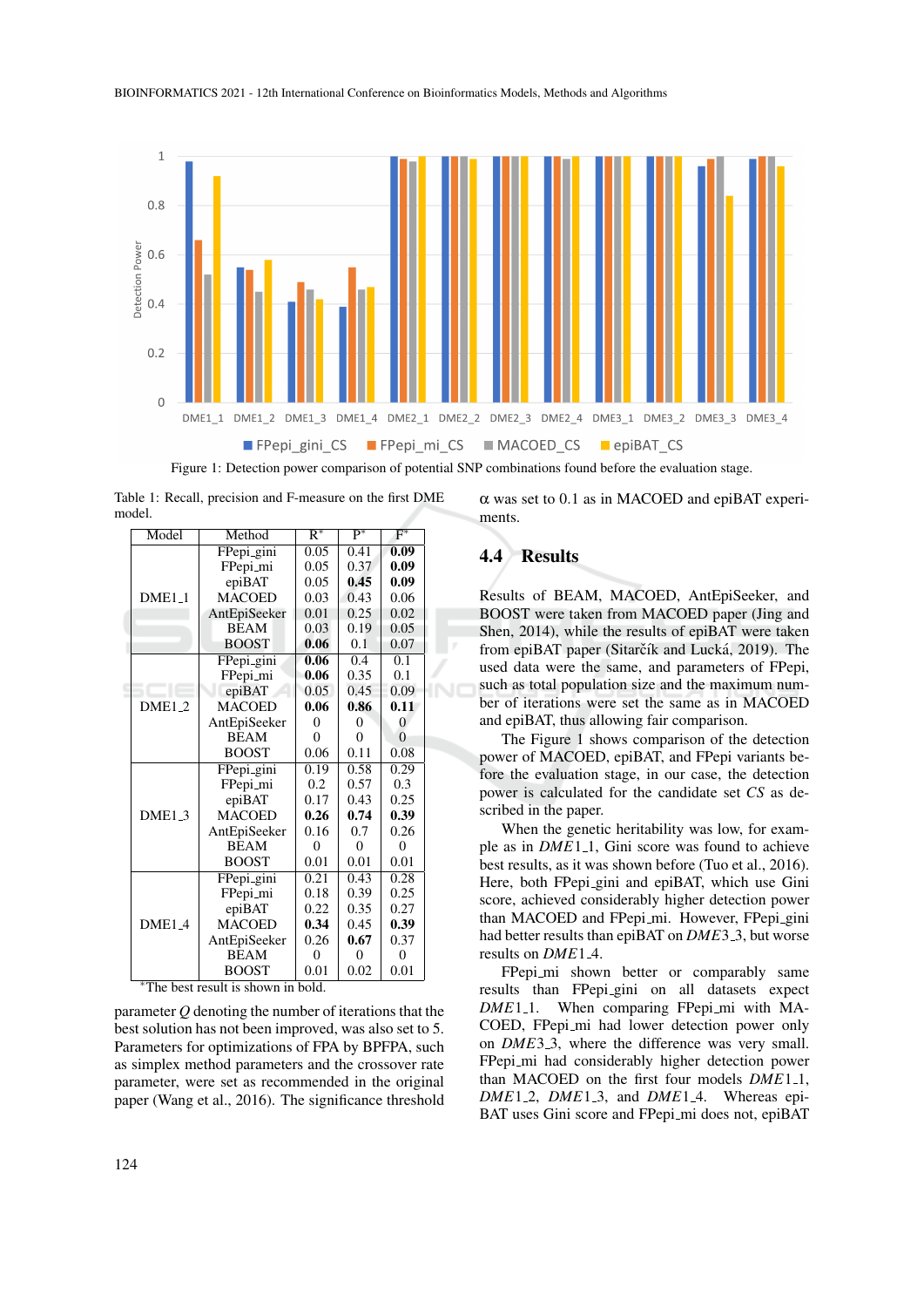Figure 1: Detection power comparison of potential SNP combinations found before the evaluation stage.

Table 1: Recall, precision and F-measure on the first DME model.

| Model | Method | R* | P* | F* |
|---|---|---|---|---|
| DME1_1 | FPepi_gini | 0.05 | 0.41 | **0.09** |
| | FPepi_mi | 0.05 | 0.37 | **0.09** |
| | epiBAT | 0.05 | **0.45** | **0.09** |
| | MACOED | 0.03 | 0.43 | 0.06 |
| | AntEpiSeeker | 0.01 | 0.25 | 0.02 |
| | BEAM | 0.03 | 0.19 | 0.05 |
| | BOOST | **0.06** | 0.1 | 0.07 |
| DME1_2 | FPepi_gini | **0.06** | 0.4 | 0.1 |
| | FPepi_mi | **0.06** | 0.35 | 0.1 |
| | epiBAT | 0.05 | 0.45 | 0.09 |
| | MACOED | **0.06** | **0.86** | **0.11** |
| | AntEpiSeeker | 0 | 0 | 0 |
| | BEAM | 0 | 0 | 0 |
| | BOOST | 0.06 | 0.11 | 0.08 |
| DME1_3 | FPepi_gini | 0.19 | 0.58 | 0.29 |
| | FPepi_mi | 0.2 | 0.57 | 0.3 |
| | epiBAT | 0.17 | 0.43 | 0.25 |
| | MACOED | **0.26** | **0.74** | **0.39** |
| | AntEpiSeeker | 0.16 | 0.7 | 0.26 |
| | BEAM | 0 | 0 | 0 |
| | BOOST | 0.01 | 0.01 | 0.01 |
| DME1_4 | FPepi_gini | 0.21 | 0.43 | 0.28 |
| | FPepi_mi | 0.18 | 0.39 | 0.25 |
| | epiBAT | 0.22 | 0.35 | 0.27 |
| | MACOED | **0.34** | 0.45 | **0.39** |
| | AntEpiSeeker | 0.26 | **0.67** | 0.37 |
| | BEAM | 0 | 0 | 0 |
| | BOOST | 0.01 | 0.02 | 0.01 |

*The best result is shown in bold.

parameter $Q$ denoting the number of iterations that the best solution has not been improved, was also set to 5. Parameters for optimizations of FPA by BPFPA, such as simplex method parameters and the crossover rate parameter, were set as recommended in the original paper (Wang et al., 2016). The significance threshold $\alpha$ was set to 0.1 as in MACOED and epiBAT experiments.

## 4.4 Results

Results of BEAM, MACOED, AntEpiSeeker, and BOOST were taken from MACOED paper (Jing and Shen, 2014), while the results of epiBAT were taken from epiBAT paper (Sitarčík and Lucká, 2019). The used data were the same, and parameters of FPepi, such as total population size and the maximum number of iterations were set the same as in MACOED and epiBAT, thus allowing fair comparison.

The Figure 1 shows comparison of the detection power of MACOED, epiBAT, and FPepi variants before the evaluation stage, in our case, the detection power is calculated for the candidate set $CS$ as described in the paper.

When the genetic heritability was low, for example as in $DME1\_1$, Gini score was found to achieve best results, as it was shown before (Tuo et al., 2016). Here, both FPepi_gini and epiBAT, which use Gini score, achieved considerably higher detection power than MACOED and FPepi_mi. However, FPepi_gini had better results than epiBAT on $DME3\_3$, but worse results on $DME1\_4$.

FPepi_mi shown better or comparably same results than FPepi_gini on all datasets expect $DME1\_1$. When comparing FPepi_mi with MACOED, FPepi_mi had lower detection power only on $DME3\_3$, where the difference was very small. FPepi_mi had considerably higher detection power than MACOED on the first four models $DME1\_1$, $DME1\_2$, $DME1\_3$, and $DME1\_4$. Whereas epiBAT uses Gini score and FPepi_mi does not, epiBAT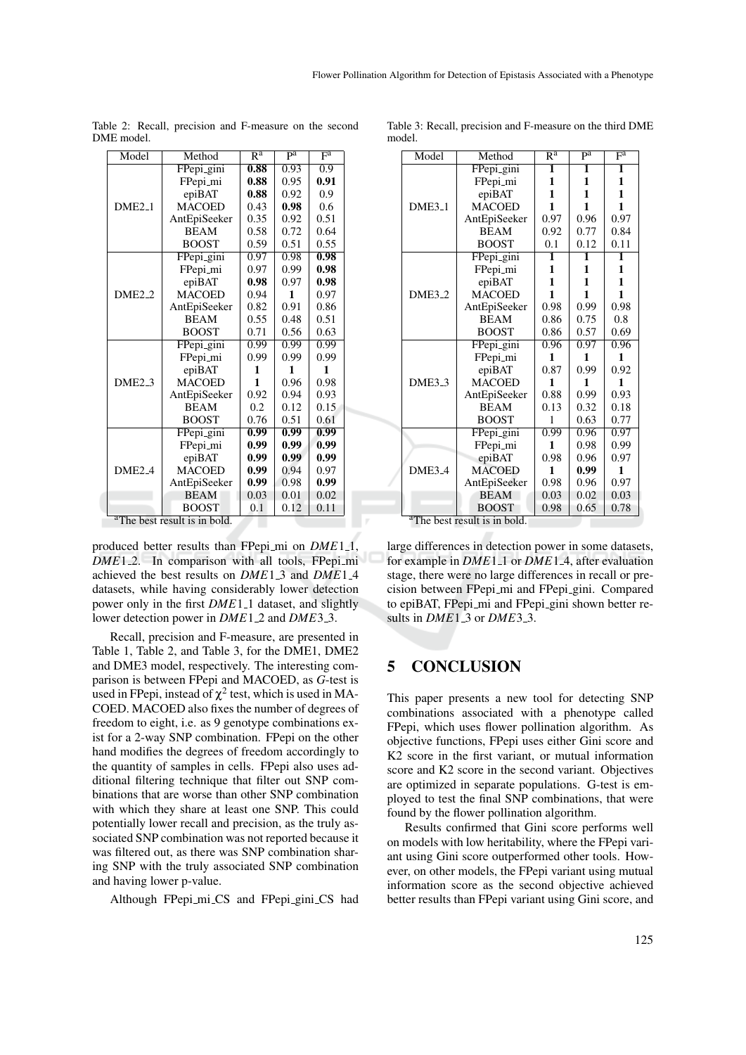Table 2: Recall, precision and F-measure on the second DME model.

| Model | Method | R[a] | P[a] | F[a] |
|---|---|---|---|---|
| DME2_1 | FPepi_gini | **0.88** | 0.93 | 0.9 |
| | FPepi_mi | **0.88** | 0.95 | **0.91** |
| | epiBAT | **0.88** | 0.92 | 0.9 |
| | MACOED | 0.43 | **0.98** | 0.6 |
| | AntEpiSeeker | 0.35 | 0.92 | 0.51 |
| | BEAM | 0.58 | 0.72 | 0.64 |
| | BOOST | 0.59 | 0.51 | 0.55 |
| DME2_2 | FPepi_gini | 0.97 | 0.98 | **0.98** |
| | FPepi_mi | 0.97 | 0.99 | **0.98** |
| | epiBAT | **0.98** | 0.97 | **0.98** |
| | MACOED | 0.94 | **1** | 0.97 |
| | AntEpiSeeker | 0.82 | 0.91 | 0.86 |
| | BEAM | 0.55 | 0.48 | 0.51 |
| | BOOST | 0.71 | 0.56 | 0.63 |
| DME2_3 | FPepi_gini | 0.99 | 0.99 | 0.99 |
| | FPepi_mi | 0.99 | 0.99 | 0.99 |
| | epiBAT | **1** | **1** | **1** |
| | MACOED | **1** | 0.96 | 0.98 |
| | AntEpiSeeker | 0.92 | 0.94 | 0.93 |
| | BEAM | 0.2 | 0.12 | 0.15 |
| | BOOST | 0.76 | 0.51 | 0.61 |
| DME2_4 | FPepi_gini | **0.99** | **0.99** | **0.99** |
| | FPepi_mi | **0.99** | **0.99** | **0.99** |
| | epiBAT | **0.99** | **0.99** | **0.99** |
| | MACOED | **0.99** | 0.94 | 0.97 |
| | AntEpiSeeker | **0.99** | 0.98 | **0.99** |
| | BEAM | 0.03 | 0.01 | 0.02 |
| | BOOST | 0.1 | 0.12 | 0.11 |

[a]The best result is in bold.

Table 3: Recall, precision and F-measure on the third DME model.

| Model | Method | R[a] | P[a] | F[a] |
|---|---|---|---|---|
| DME3_1 | FPepi_gini | **1** | **1** | **1** |
| | FPepi_mi | **1** | **1** | **1** |
| | epiBAT | **1** | **1** | **1** |
| | MACOED | **1** | **1** | **1** |
| | AntEpiSeeker | 0.97 | 0.96 | 0.97 |
| | BEAM | 0.92 | 0.77 | 0.84 |
| | BOOST | 0.1 | 0.12 | 0.11 |
| DME3_2 | FPepi_gini | **1** | **1** | **1** |
| | FPepi_mi | **1** | **1** | **1** |
| | epiBAT | **1** | **1** | **1** |
| | MACOED | **1** | **1** | **1** |
| | AntEpiSeeker | 0.98 | 0.99 | 0.98 |
| | BEAM | 0.86 | 0.75 | 0.8 |
| | BOOST | 0.86 | 0.57 | 0.69 |
| DME3_3 | FPepi_gini | 0.96 | 0.97 | 0.96 |
| | FPepi_mi | **1** | **1** | **1** |
| | epiBAT | 0.87 | 0.99 | 0.92 |
| | MACOED | **1** | **1** | **1** |
| | AntEpiSeeker | 0.88 | 0.99 | 0.93 |
| | BEAM | 0.13 | 0.32 | 0.18 |
| | BOOST | 1 | 0.63 | 0.77 |
| DME3_4 | FPepi_gini | 0.99 | 0.96 | 0.97 |
| | FPepi_mi | **1** | 0.98 | 0.99 |
| | epiBAT | 0.98 | 0.96 | 0.97 |
| | MACOED | **1** | **0.99** | **1** |
| | AntEpiSeeker | 0.98 | 0.96 | 0.97 |
| | BEAM | 0.03 | 0.02 | 0.03 |
| | BOOST | 0.98 | 0.65 | 0.78 |

[a]The best result is in bold.

produced better results than FPepi_mi on *DME*1_1, *DME*1_2. In comparison with all tools, FPepi_mi achieved the best results on *DME*1_3 and *DME*1_4 datasets, while having considerably lower detection power only in the first *DME*1_1 dataset, and slightly lower detection power in *DME*1_2 and *DME*3_3.

Recall, precision and F-measure, are presented in Table 1, Table 2, and Table 3, for the DME1, DME2 and DME3 model, respectively. The interesting comparison is between FPepi and MACOED, as *G*-test is used in FPepi, instead of $\chi^2$ test, which is used in MACOED. MACOED also fixes the number of degrees of freedom to eight, i.e. as 9 genotype combinations exist for a 2-way SNP combination. FPepi on the other hand modifies the degrees of freedom accordingly to the quantity of samples in cells. FPepi also uses additional filtering technique that filter out SNP combinations that are worse than other SNP combination with which they share at least one SNP. This could potentially lower recall and precision, as the truly associated SNP combination was not reported because it was filtered out, as there was SNP combination sharing SNP with the truly associated SNP combination and having lower p-value.

Although FPepi_mi_CS and FPepi_gini_CS had large differences in detection power in some datasets, for example in *DME*1_1 or *DME*1_4, after evaluation stage, there were no large differences in recall or precision between FPepi_mi and FPepi_gini. Compared to epiBAT, FPepi_mi and FPepi_gini shown better results in *DME*1_3 or *DME*3_3.

## 5 CONCLUSION

This paper presents a new tool for detecting SNP combinations associated with a phenotype called FPepi, which uses flower pollination algorithm. As objective functions, FPepi uses either Gini score and K2 score in the first variant, or mutual information score and K2 score in the second variant. Objectives are optimized in separate populations. G-test is employed to test the final SNP combinations, that were found by the flower pollination algorithm.

Results confirmed that Gini score performs well on models with low heritability, where the FPepi variant using Gini score outperformed other tools. However, on other models, the FPepi variant using mutual information score as the second objective achieved better results than FPepi variant using Gini score, and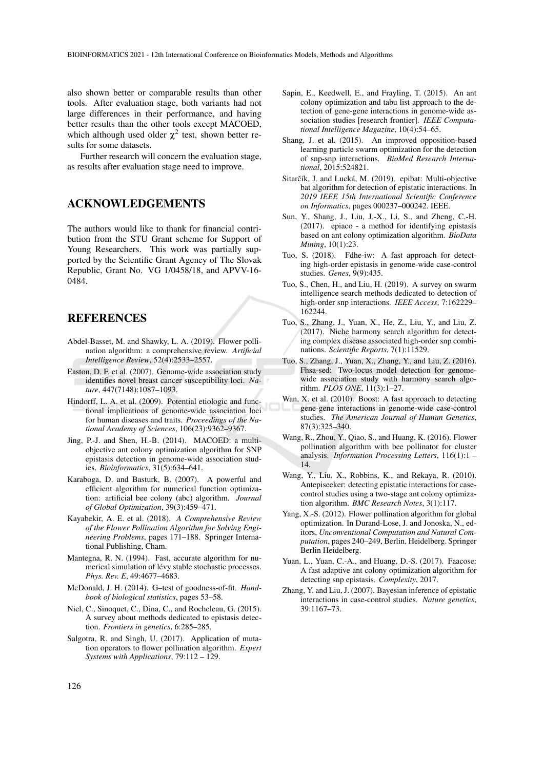also shown better or comparable results than other tools. After evaluation stage, both variants had not large differences in their performance, and having better results than the other tools except MACOED, which although used older $\chi^2$ test, shown better results for some datasets.

Further research will concern the evaluation stage, as results after evaluation stage need to improve.

## ACKNOWLEDGEMENTS

The authors would like to thank for financial contribution from the STU Grant scheme for Support of Young Researchers. This work was partially supported by the Scientific Grant Agency of The Slovak Republic, Grant No. VG 1/0458/18, and APVV-16-0484.

## REFERENCES

Abdel-Basset, M. and Shawky, L. A. (2019). Flower pollination algorithm: a comprehensive review. *Artificial Intelligence Review*, 52(4):2533–2557.

Easton, D. F. et al. (2007). Genome-wide association study identifies novel breast cancer susceptibility loci. *Nature*, 447(7148):1087–1093.

Hindorff, L. A. et al. (2009). Potential etiologic and functional implications of genome-wide association loci for human diseases and traits. *Proceedings of the National Academy of Sciences*, 106(23):9362–9367.

Jing, P.-J. and Shen, H.-B. (2014). MACOED: a multi-objective ant colony optimization algorithm for SNP epistasis detection in genome-wide association studies. *Bioinformatics*, 31(5):634–641.

Karaboga, D. and Basturk, B. (2007). A powerful and efficient algorithm for numerical function optimization: artificial bee colony (abc) algorithm. *Journal of Global Optimization*, 39(3):459–471.

Kayabekir, A. E. et al. (2018). *A Comprehensive Review of the Flower Pollination Algorithm for Solving Engineering Problems*, pages 171–188. Springer International Publishing, Cham.

Mantegna, R. N. (1994). Fast, accurate algorithm for numerical simulation of lévy stable stochastic processes. *Phys. Rev. E*, 49:4677–4683.

McDonald, J. H. (2014). G–test of goodness-of-fit. *Handbook of biological statistics*, pages 53–58.

Niel, C., Sinoquet, C., Dina, C., and Rocheleau, G. (2015). A survey about methods dedicated to epistasis detection. *Frontiers in genetics*, 6:285–285.

Salgotra, R. and Singh, U. (2017). Application of mutation operators to flower pollination algorithm. *Expert Systems with Applications*, 79:112 – 129.

Sapin, E., Keedwell, E., and Frayling, T. (2015). An ant colony optimization and tabu list approach to the detection of gene-gene interactions in genome-wide association studies [research frontier]. *IEEE Computational Intelligence Magazine*, 10(4):54–65.

Shang, J. et al. (2015). An improved opposition-based learning particle swarm optimization for the detection of snp-snp interactions. *BioMed Research International*, 2015:524821.

Sitarčík, J. and Lucká, M. (2019). epibat: Multi-objective bat algorithm for detection of epistatic interactions. In *2019 IEEE 15th International Scientific Conference on Informatics*, pages 000237–000242. IEEE.

Sun, Y., Shang, J., Liu, J.-X., Li, S., and Zheng, C.-H. (2017). epiaco - a method for identifying epistasis based on ant colony optimization algorithm. *BioData Mining*, 10(1):23.

Tuo, S. (2018). Fdhe-iw: A fast approach for detecting high-order epistasis in genome-wide case-control studies. *Genes*, 9(9):435.

Tuo, S., Chen, H., and Liu, H. (2019). A survey on swarm intelligence search methods dedicated to detection of high-order snp interactions. *IEEE Access*, 7:162229–162244.

Tuo, S., Zhang, J., Yuan, X., He, Z., Liu, Y., and Liu, Z. (2017). Niche harmony search algorithm for detecting complex disease associated high-order snp combinations. *Scientific Reports*, 7(1):11529.

Tuo, S., Zhang, J., Yuan, X., Zhang, Y., and Liu, Z. (2016). Fhsa-sed: Two-locus model detection for genome-wide association study with harmony search algorithm. *PLOS ONE*, 11(3):1–27.

Wan, X. et al. (2010). Boost: A fast approach to detecting gene-gene interactions in genome-wide case-control studies. *The American Journal of Human Genetics*, 87(3):325–340.

Wang, R., Zhou, Y., Qiao, S., and Huang, K. (2016). Flower pollination algorithm with bee pollinator for cluster analysis. *Information Processing Letters*, 116(1):1 – 14.

Wang, Y., Liu, X., Robbins, K., and Rekaya, R. (2010). Antepiseeker: detecting epistatic interactions for case-control studies using a two-stage ant colony optimization algorithm. *BMC Research Notes*, 3(1):117.

Yang, X.-S. (2012). Flower pollination algorithm for global optimization. In Durand-Lose, J. and Jonoska, N., editors, *Unconventional Computation and Natural Computation*, pages 240–249, Berlin, Heidelberg. Springer Berlin Heidelberg.

Yuan, L., Yuan, C.-A., and Huang, D.-S. (2017). Faacose: A fast adaptive ant colony optimization algorithm for detecting snp epistasis. *Complexity*, 2017.

Zhang, Y. and Liu, J. (2007). Bayesian inference of epistatic interactions in case-control studies. *Nature genetics*, 39:1167–73.